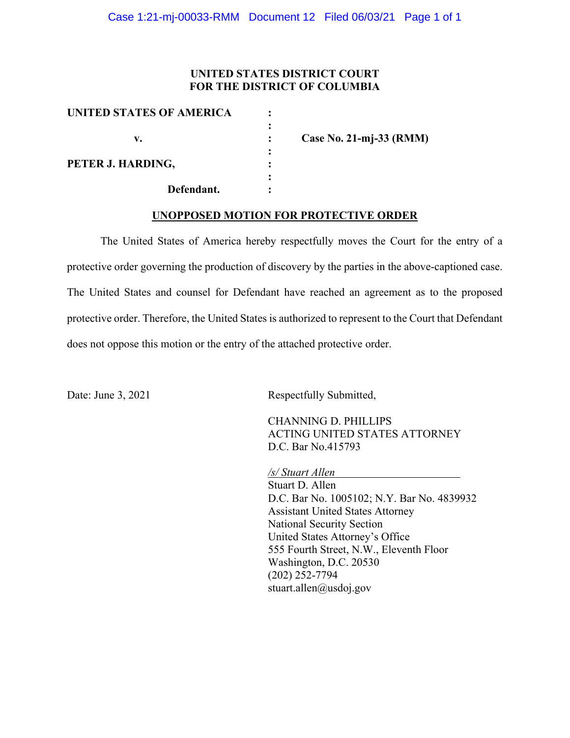**UNITED STATES DISTRICT COURT**
**FOR THE DISTRICT OF COLUMBIA**

| | | |
|---|---|---|
| **UNITED STATES OF AMERICA** | : | |
| | : | |
| **v.** | : | **Case No. 21-mj-33 (RMM)** |
| | : | |
| **PETER J. HARDING,** | : | |
| | : | |
| **Defendant.** | : | |

**UNOPPOSED MOTION FOR PROTECTIVE ORDER**

The United States of America hereby respectfully moves the Court for the entry of a protective order governing the production of discovery by the parties in the above-captioned case. The United States and counsel for Defendant have reached an agreement as to the proposed protective order. Therefore, the United States is authorized to represent to the Court that Defendant does not oppose this motion or the entry of the attached protective order.

Date: June 3, 2021

Respectfully Submitted,

CHANNING D. PHILLIPS
ACTING UNITED STATES ATTORNEY
D.C. Bar No.415793

*/s/ Stuart Allen*
Stuart D. Allen
D.C. Bar No. 1005102; N.Y. Bar No. 4839932
Assistant United States Attorney
National Security Section
United States Attorney's Office
555 Fourth Street, N.W., Eleventh Floor
Washington, D.C. 20530
(202) 252-7794
stuart.allen@usdoj.gov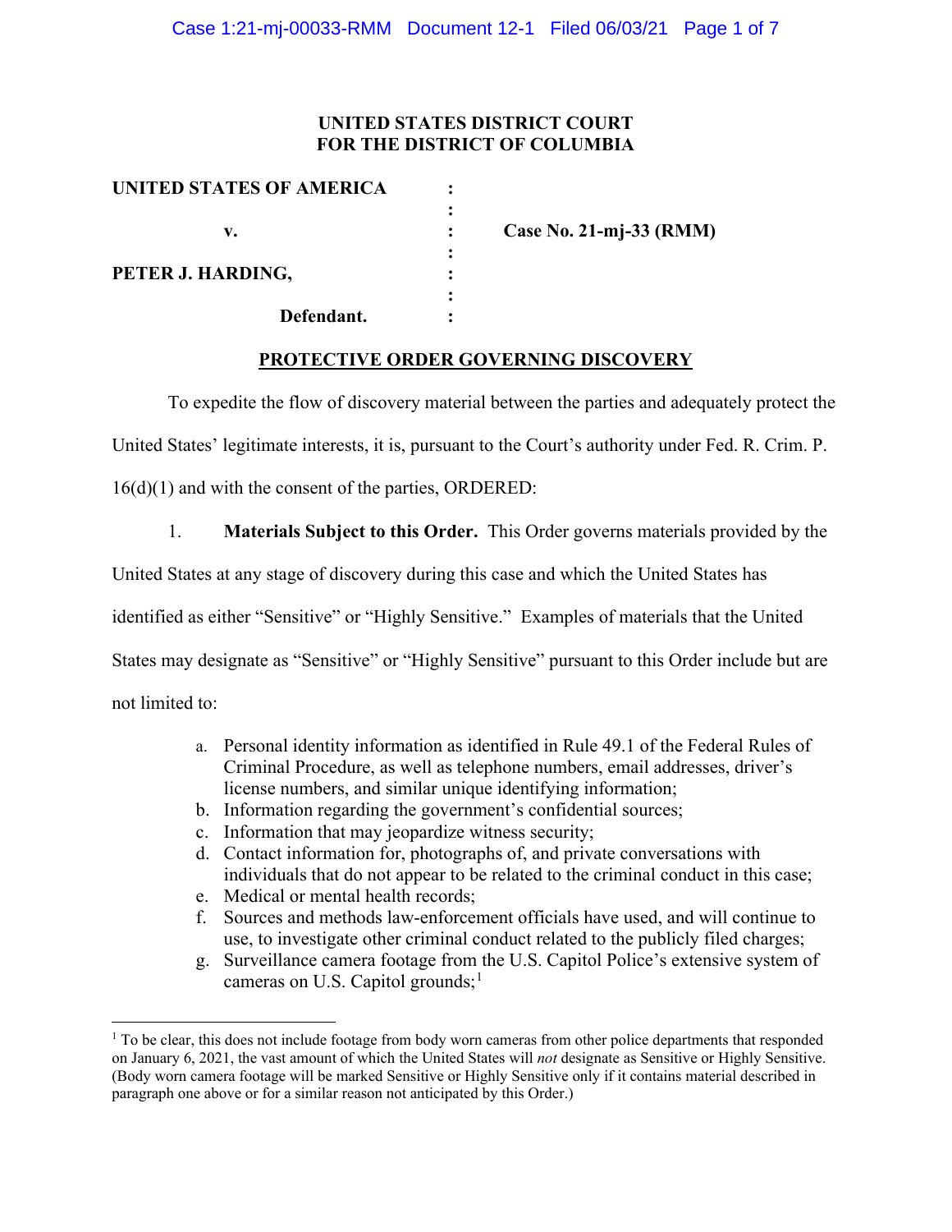**UNITED STATES DISTRICT COURT**
**FOR THE DISTRICT OF COLUMBIA**

| | | |
|---|---|---|
| **UNITED STATES OF AMERICA** | : | |
| | : | |
| **v.** | : | **Case No. 21-mj-33 (RMM)** |
| | : | |
| **PETER J. HARDING,** | : | |
| | : | |
| **Defendant.** | : | |

**PROTECTIVE ORDER GOVERNING DISCOVERY**

To expedite the flow of discovery material between the parties and adequately protect the United States' legitimate interests, it is, pursuant to the Court's authority under Fed. R. Crim. P. 16(d)(1) and with the consent of the parties, ORDERED:

1. **Materials Subject to this Order.** This Order governs materials provided by the United States at any stage of discovery during this case and which the United States has identified as either "Sensitive" or "Highly Sensitive." Examples of materials that the United States may designate as "Sensitive" or "Highly Sensitive" pursuant to this Order include but are not limited to:

   a. Personal identity information as identified in Rule 49.1 of the Federal Rules of Criminal Procedure, as well as telephone numbers, email addresses, driver's license numbers, and similar unique identifying information;
   b. Information regarding the government's confidential sources;
   c. Information that may jeopardize witness security;
   d. Contact information for, photographs of, and private conversations with individuals that do not appear to be related to the criminal conduct in this case;
   e. Medical or mental health records;
   f. Sources and methods law-enforcement officials have used, and will continue to use, to investigate other criminal conduct related to the publicly filed charges;
   g. Surveillance camera footage from the U.S. Capitol Police's extensive system of cameras on U.S. Capitol grounds;[1]

[1] To be clear, this does not include footage from body worn cameras from other police departments that responded on January 6, 2021, the vast amount of which the United States will *not* designate as Sensitive or Highly Sensitive. (Body worn camera footage will be marked Sensitive or Highly Sensitive only if it contains material described in paragraph one above or for a similar reason not anticipated by this Order.)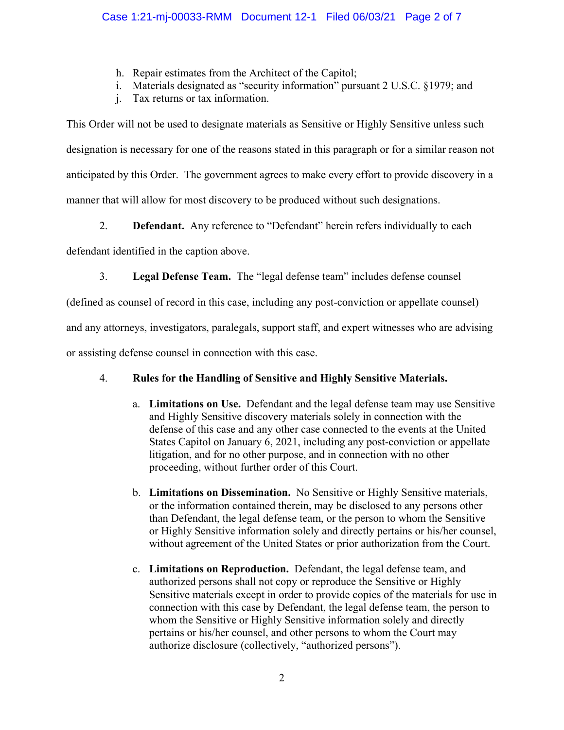h. Repair estimates from the Architect of the Capitol;
i. Materials designated as "security information" pursuant 2 U.S.C. §1979; and
j. Tax returns or tax information.

This Order will not be used to designate materials as Sensitive or Highly Sensitive unless such designation is necessary for one of the reasons stated in this paragraph or for a similar reason not anticipated by this Order. The government agrees to make every effort to provide discovery in a manner that will allow for most discovery to be produced without such designations.

2. **Defendant.** Any reference to "Defendant" herein refers individually to each defendant identified in the caption above.

3. **Legal Defense Team.** The "legal defense team" includes defense counsel (defined as counsel of record in this case, including any post-conviction or appellate counsel) and any attorneys, investigators, paralegals, support staff, and expert witnesses who are advising or assisting defense counsel in connection with this case.

4. **Rules for the Handling of Sensitive and Highly Sensitive Materials.**

   a. **Limitations on Use.** Defendant and the legal defense team may use Sensitive and Highly Sensitive discovery materials solely in connection with the defense of this case and any other case connected to the events at the United States Capitol on January 6, 2021, including any post-conviction or appellate litigation, and for no other purpose, and in connection with no other proceeding, without further order of this Court.

   b. **Limitations on Dissemination.** No Sensitive or Highly Sensitive materials, or the information contained therein, may be disclosed to any persons other than Defendant, the legal defense team, or the person to whom the Sensitive or Highly Sensitive information solely and directly pertains or his/her counsel, without agreement of the United States or prior authorization from the Court.

   c. **Limitations on Reproduction.** Defendant, the legal defense team, and authorized persons shall not copy or reproduce the Sensitive or Highly Sensitive materials except in order to provide copies of the materials for use in connection with this case by Defendant, the legal defense team, the person to whom the Sensitive or Highly Sensitive information solely and directly pertains or his/her counsel, and other persons to whom the Court may authorize disclosure (collectively, "authorized persons").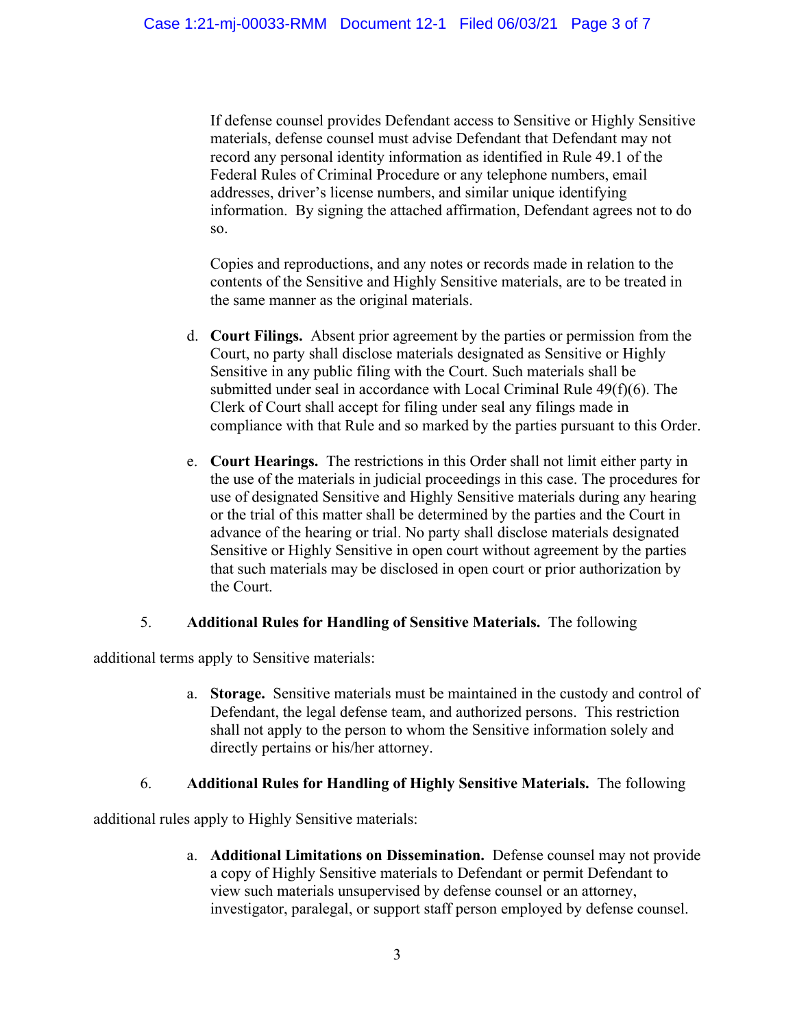If defense counsel provides Defendant access to Sensitive or Highly Sensitive materials, defense counsel must advise Defendant that Defendant may not record any personal identity information as identified in Rule 49.1 of the Federal Rules of Criminal Procedure or any telephone numbers, email addresses, driver's license numbers, and similar unique identifying information. By signing the attached affirmation, Defendant agrees not to do so.

Copies and reproductions, and any notes or records made in relation to the contents of the Sensitive and Highly Sensitive materials, are to be treated in the same manner as the original materials.

d. **Court Filings.** Absent prior agreement by the parties or permission from the Court, no party shall disclose materials designated as Sensitive or Highly Sensitive in any public filing with the Court. Such materials shall be submitted under seal in accordance with Local Criminal Rule 49(f)(6). The Clerk of Court shall accept for filing under seal any filings made in compliance with that Rule and so marked by the parties pursuant to this Order.

e. **Court Hearings.** The restrictions in this Order shall not limit either party in the use of the materials in judicial proceedings in this case. The procedures for use of designated Sensitive and Highly Sensitive materials during any hearing or the trial of this matter shall be determined by the parties and the Court in advance of the hearing or trial. No party shall disclose materials designated Sensitive or Highly Sensitive in open court without agreement by the parties that such materials may be disclosed in open court or prior authorization by the Court.

5. **Additional Rules for Handling of Sensitive Materials.** The following additional terms apply to Sensitive materials:

a. **Storage.** Sensitive materials must be maintained in the custody and control of Defendant, the legal defense team, and authorized persons. This restriction shall not apply to the person to whom the Sensitive information solely and directly pertains or his/her attorney.

6. **Additional Rules for Handling of Highly Sensitive Materials.** The following additional rules apply to Highly Sensitive materials:

a. **Additional Limitations on Dissemination.** Defense counsel may not provide a copy of Highly Sensitive materials to Defendant or permit Defendant to view such materials unsupervised by defense counsel or an attorney, investigator, paralegal, or support staff person employed by defense counsel.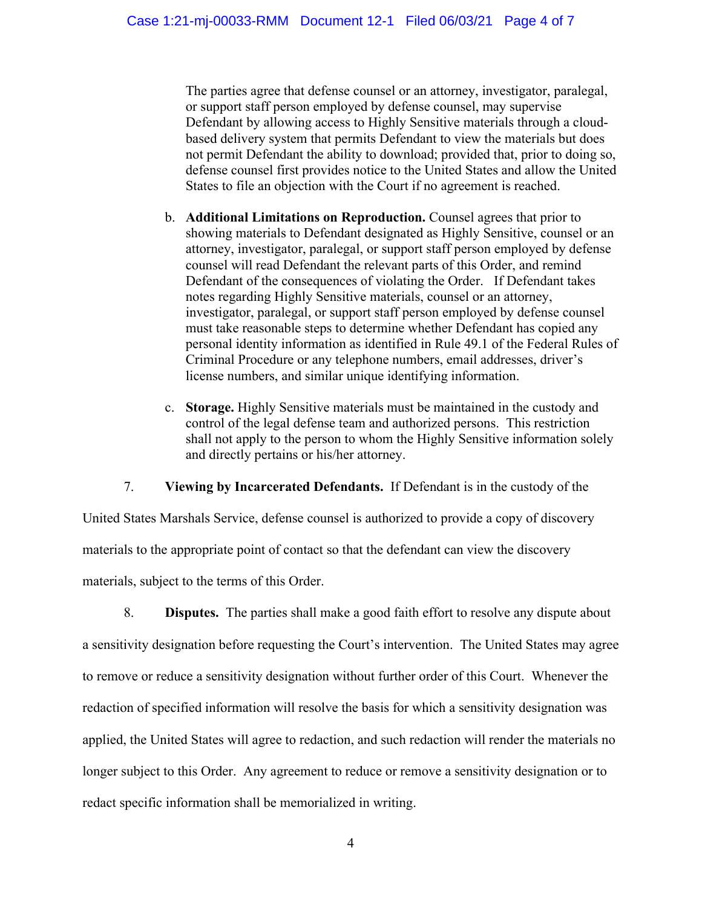The parties agree that defense counsel or an attorney, investigator, paralegal, or support staff person employed by defense counsel, may supervise Defendant by allowing access to Highly Sensitive materials through a cloud-based delivery system that permits Defendant to view the materials but does not permit Defendant the ability to download; provided that, prior to doing so, defense counsel first provides notice to the United States and allow the United States to file an objection with the Court if no agreement is reached.

b. **Additional Limitations on Reproduction.** Counsel agrees that prior to showing materials to Defendant designated as Highly Sensitive, counsel or an attorney, investigator, paralegal, or support staff person employed by defense counsel will read Defendant the relevant parts of this Order, and remind Defendant of the consequences of violating the Order. If Defendant takes notes regarding Highly Sensitive materials, counsel or an attorney, investigator, paralegal, or support staff person employed by defense counsel must take reasonable steps to determine whether Defendant has copied any personal identity information as identified in Rule 49.1 of the Federal Rules of Criminal Procedure or any telephone numbers, email addresses, driver's license numbers, and similar unique identifying information.

c. **Storage.** Highly Sensitive materials must be maintained in the custody and control of the legal defense team and authorized persons. This restriction shall not apply to the person to whom the Highly Sensitive information solely and directly pertains or his/her attorney.

7. **Viewing by Incarcerated Defendants.** If Defendant is in the custody of the United States Marshals Service, defense counsel is authorized to provide a copy of discovery materials to the appropriate point of contact so that the defendant can view the discovery materials, subject to the terms of this Order.

8. **Disputes.** The parties shall make a good faith effort to resolve any dispute about a sensitivity designation before requesting the Court's intervention. The United States may agree to remove or reduce a sensitivity designation without further order of this Court. Whenever the redaction of specified information will resolve the basis for which a sensitivity designation was applied, the United States will agree to redaction, and such redaction will render the materials no longer subject to this Order. Any agreement to reduce or remove a sensitivity designation or to redact specific information shall be memorialized in writing.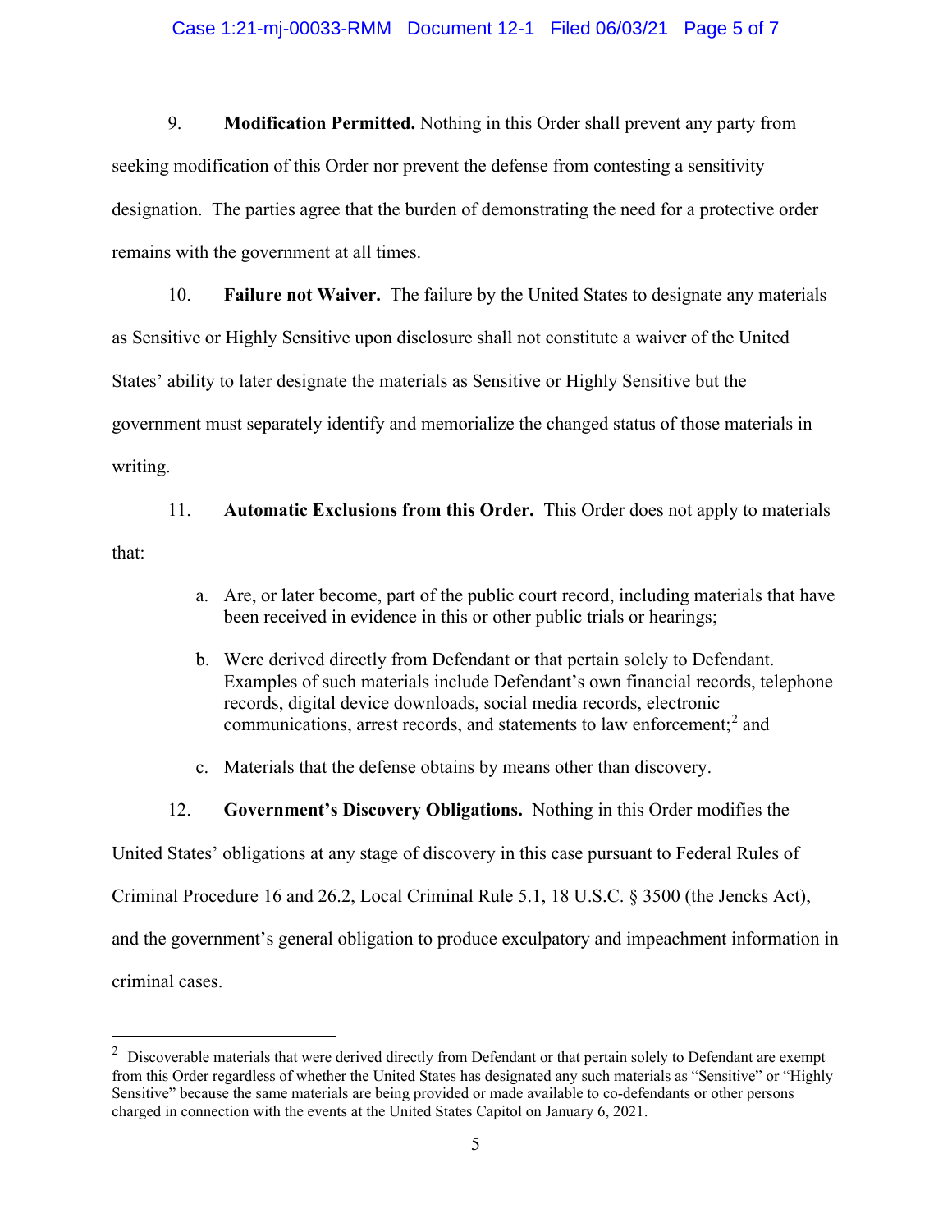9. **Modification Permitted.** Nothing in this Order shall prevent any party from seeking modification of this Order nor prevent the defense from contesting a sensitivity designation. The parties agree that the burden of demonstrating the need for a protective order remains with the government at all times.

10. **Failure not Waiver.** The failure by the United States to designate any materials as Sensitive or Highly Sensitive upon disclosure shall not constitute a waiver of the United States' ability to later designate the materials as Sensitive or Highly Sensitive but the government must separately identify and memorialize the changed status of those materials in writing.

11. **Automatic Exclusions from this Order.** This Order does not apply to materials that:

a. Are, or later become, part of the public court record, including materials that have been received in evidence in this or other public trials or hearings;

b. Were derived directly from Defendant or that pertain solely to Defendant. Examples of such materials include Defendant's own financial records, telephone records, digital device downloads, social media records, electronic communications, arrest records, and statements to law enforcement;[2] and

c. Materials that the defense obtains by means other than discovery.

12. **Government's Discovery Obligations.** Nothing in this Order modifies the United States' obligations at any stage of discovery in this case pursuant to Federal Rules of Criminal Procedure 16 and 26.2, Local Criminal Rule 5.1, 18 U.S.C. § 3500 (the Jencks Act), and the government's general obligation to produce exculpatory and impeachment information in criminal cases.

---

[2] Discoverable materials that were derived directly from Defendant or that pertain solely to Defendant are exempt from this Order regardless of whether the United States has designated any such materials as "Sensitive" or "Highly Sensitive" because the same materials are being provided or made available to co-defendants or other persons charged in connection with the events at the United States Capitol on January 6, 2021.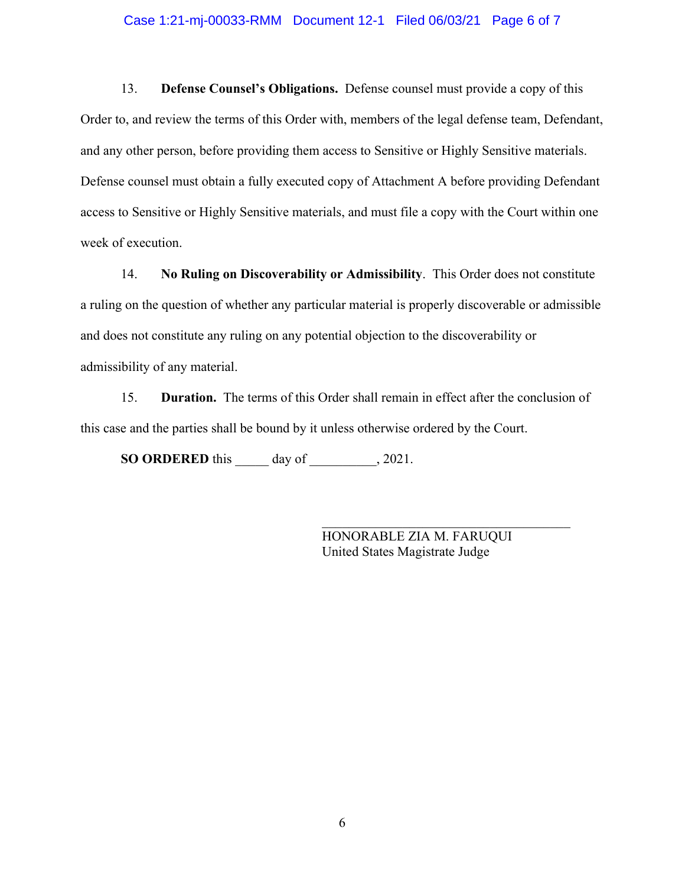13. **Defense Counsel's Obligations.** Defense counsel must provide a copy of this Order to, and review the terms of this Order with, members of the legal defense team, Defendant, and any other person, before providing them access to Sensitive or Highly Sensitive materials. Defense counsel must obtain a fully executed copy of Attachment A before providing Defendant access to Sensitive or Highly Sensitive materials, and must file a copy with the Court within one week of execution.

14. **No Ruling on Discoverability or Admissibility**. This Order does not constitute a ruling on the question of whether any particular material is properly discoverable or admissible and does not constitute any ruling on any potential objection to the discoverability or admissibility of any material.

15. **Duration.** The terms of this Order shall remain in effect after the conclusion of this case and the parties shall be bound by it unless otherwise ordered by the Court.

**SO ORDERED** this _____ day of __________, 2021.

___________________________________
HONORABLE ZIA M. FARUQUI
United States Magistrate Judge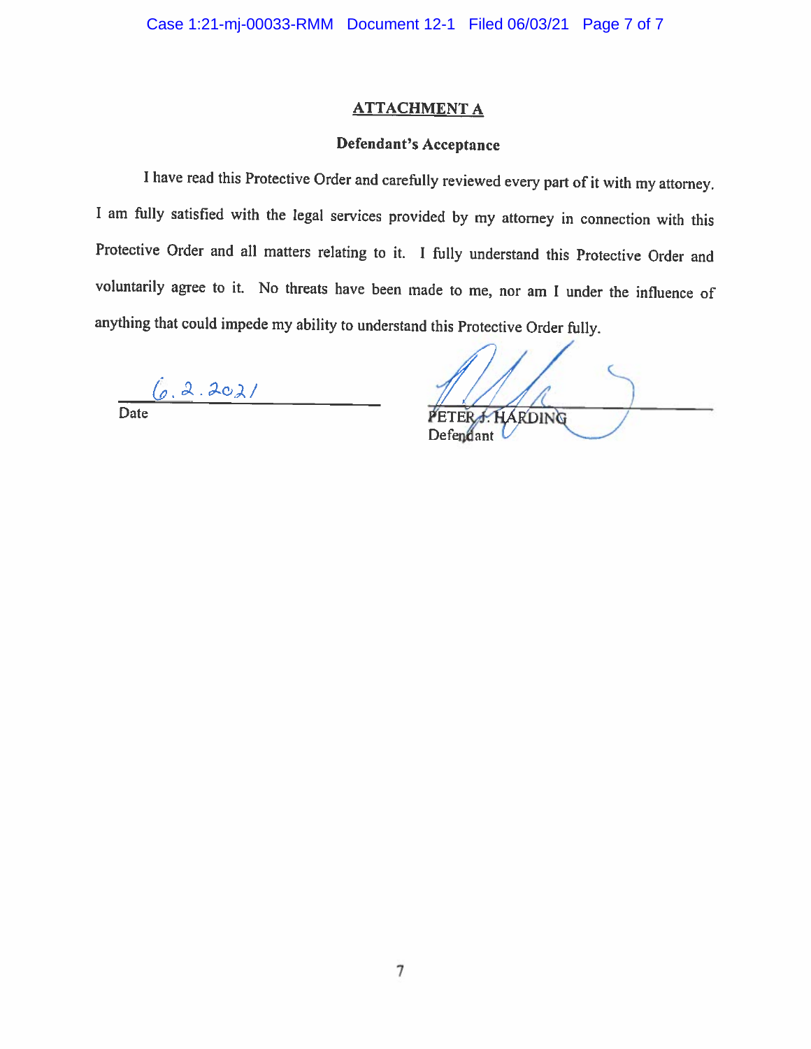## ATTACHMENT A

### Defendant's Acceptance

I have read this Protective Order and carefully reviewed every part of it with my attorney. I am fully satisfied with the legal services provided by my attorney in connection with this Protective Order and all matters relating to it. I fully understand this Protective Order and voluntarily agree to it. No threats have been made to me, nor am I under the influence of anything that could impede my ability to understand this Protective Order fully.

6.2.2021
Date

PETER J. HARDING
Defendant